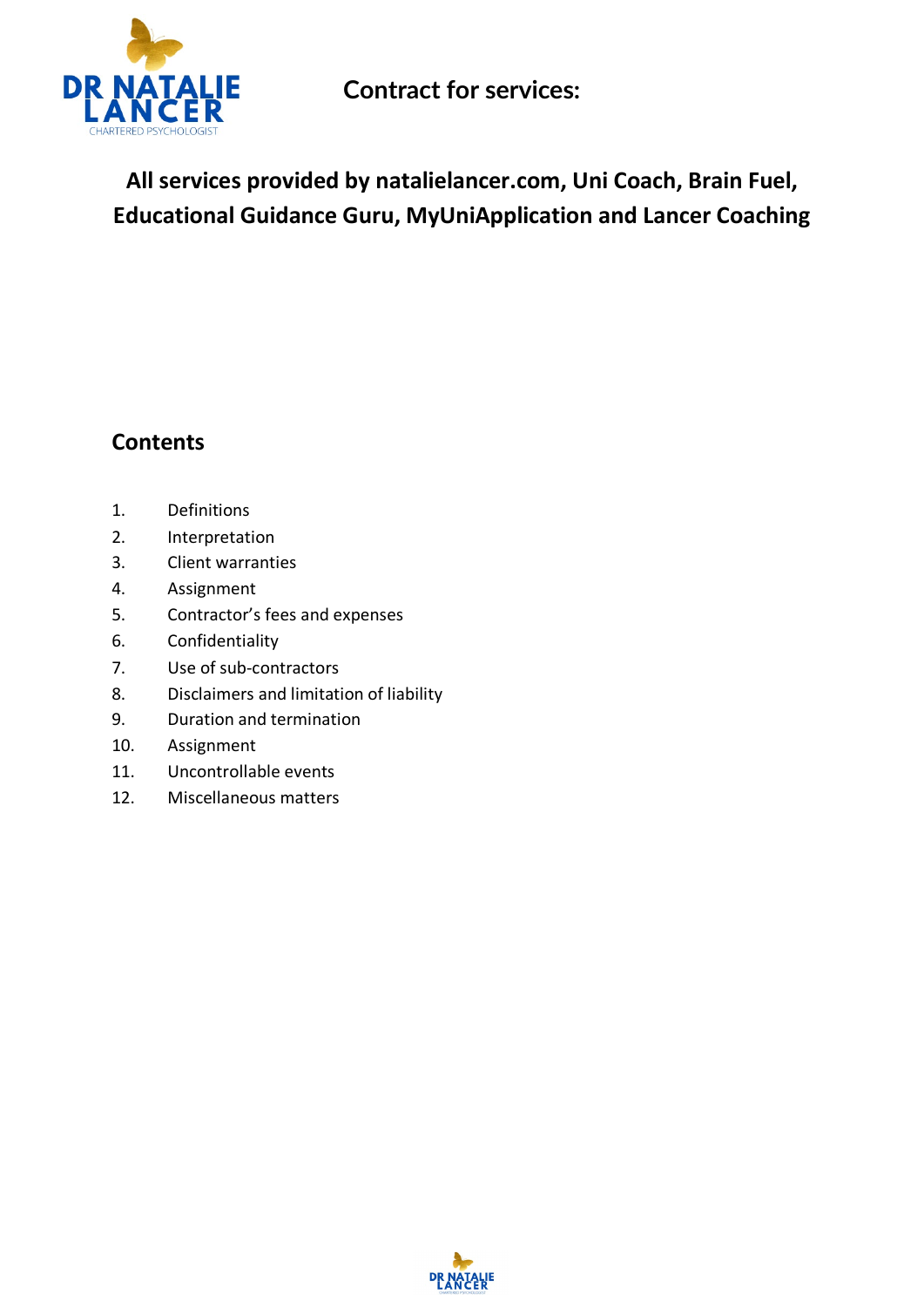# Contract for services:

## All services provided by natalielancer.com, Uni Coach, Brain Fuel, Educational Guidance Guru, MyUniApplication and Lancer Coaching

## Contents

1. Definitions
2. Interpretation
3. Client warranties
4. Assignment
5. Contractor's fees and expenses
6. Confidentiality
7. Use of sub-contractors
8. Disclaimers and limitation of liability
9. Duration and termination
10. Assignment
11. Uncontrollable events
12. Miscellaneous matters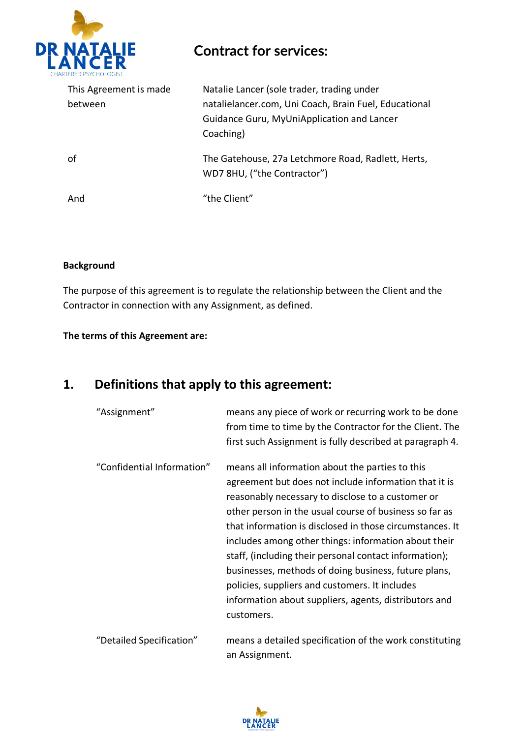# Contract for services:

| | |
|---|---|
| This Agreement is made between | Natalie Lancer (sole trader, trading under natalielancer.com, Uni Coach, Brain Fuel, Educational Guidance Guru, MyUniApplication and Lancer Coaching) |
| of | The Gatehouse, 27a Letchmore Road, Radlett, Herts, WD7 8HU, ("the Contractor") |
| And | "the Client" |

**Background**

The purpose of this agreement is to regulate the relationship between the Client and the Contractor in connection with any Assignment, as defined.

**The terms of this Agreement are:**

## 1. Definitions that apply to this agreement:

| | |
|---|---|
| "Assignment" | means any piece of work or recurring work to be done from time to time by the Contractor for the Client. The first such Assignment is fully described at paragraph 4. |
| "Confidential Information" | means all information about the parties to this agreement but does not include information that it is reasonably necessary to disclose to a customer or other person in the usual course of business so far as that information is disclosed in those circumstances. It includes among other things: information about their staff, (including their personal contact information); businesses, methods of doing business, future plans, policies, suppliers and customers. It includes information about suppliers, agents, distributors and customers. |
| "Detailed Specification" | means a detailed specification of the work constituting an Assignment. |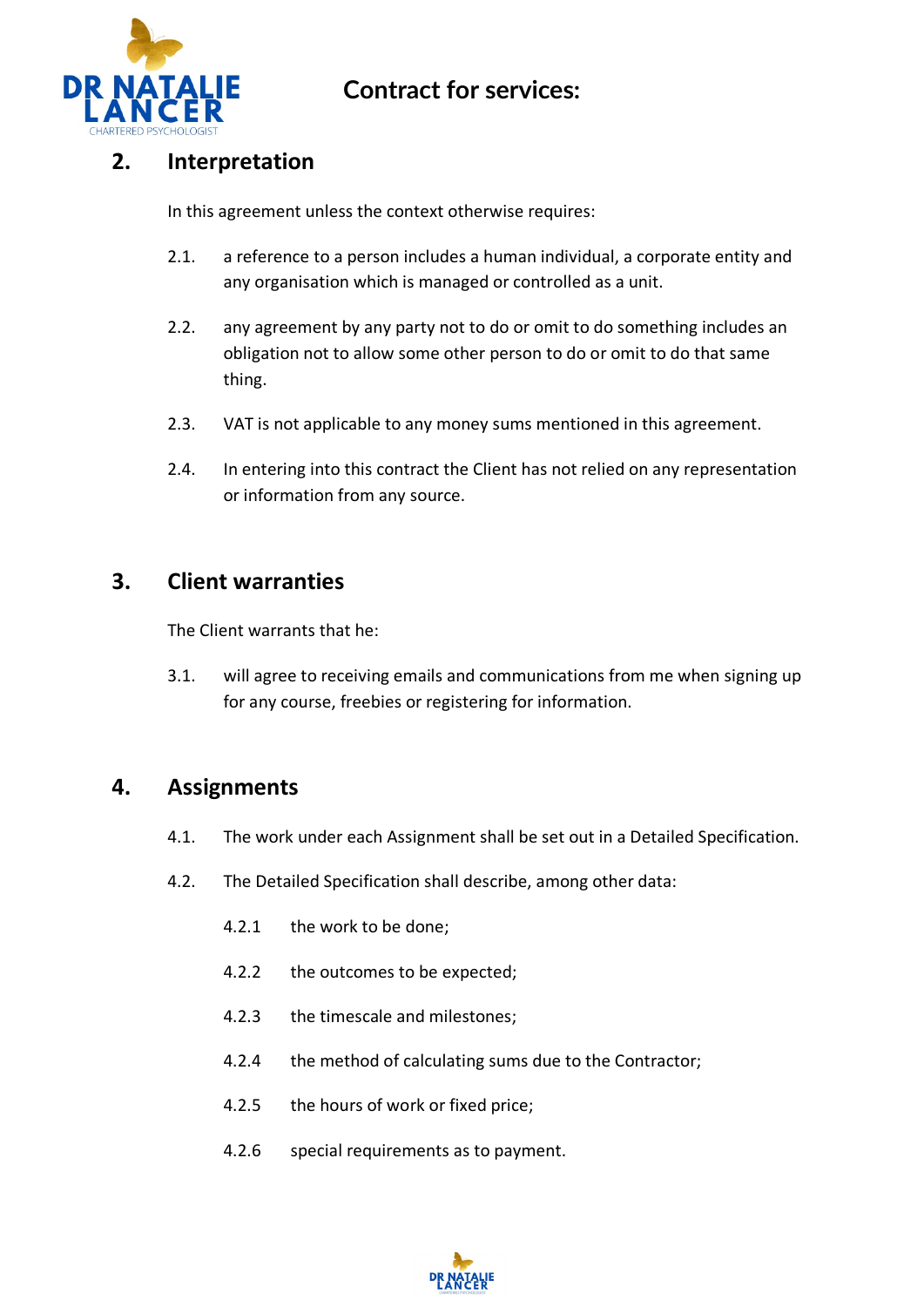## Contract for services:

## 2. Interpretation

In this agreement unless the context otherwise requires:

2.1. a reference to a person includes a human individual, a corporate entity and any organisation which is managed or controlled as a unit.

2.2. any agreement by any party not to do or omit to do something includes an obligation not to allow some other person to do or omit to do that same thing.

2.3. VAT is not applicable to any money sums mentioned in this agreement.

2.4. In entering into this contract the Client has not relied on any representation or information from any source.

## 3. Client warranties

The Client warrants that he:

3.1. will agree to receiving emails and communications from me when signing up for any course, freebies or registering for information.

## 4. Assignments

4.1. The work under each Assignment shall be set out in a Detailed Specification.

4.2. The Detailed Specification shall describe, among other data:

4.2.1 the work to be done;

4.2.2 the outcomes to be expected;

4.2.3 the timescale and milestones;

4.2.4 the method of calculating sums due to the Contractor;

4.2.5 the hours of work or fixed price;

4.2.6 special requirements as to payment.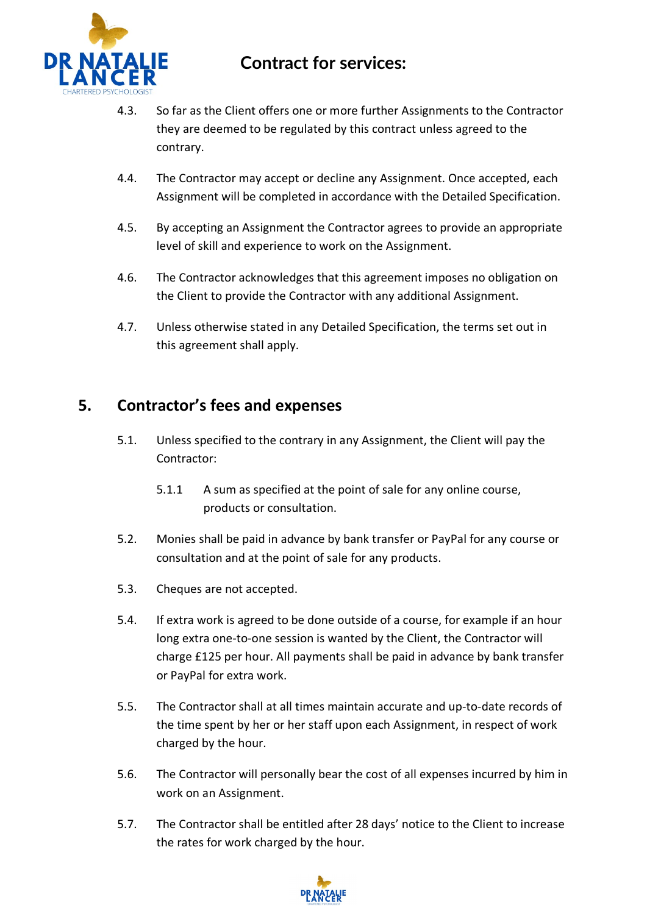4.3. So far as the Client offers one or more further Assignments to the Contractor they are deemed to be regulated by this contract unless agreed to the contrary.

4.4. The Contractor may accept or decline any Assignment. Once accepted, each Assignment will be completed in accordance with the Detailed Specification.

4.5. By accepting an Assignment the Contractor agrees to provide an appropriate level of skill and experience to work on the Assignment.

4.6. The Contractor acknowledges that this agreement imposes no obligation on the Client to provide the Contractor with any additional Assignment.

4.7. Unless otherwise stated in any Detailed Specification, the terms set out in this agreement shall apply.

## 5. Contractor's fees and expenses

5.1. Unless specified to the contrary in any Assignment, the Client will pay the Contractor:

5.1.1 A sum as specified at the point of sale for any online course, products or consultation.

5.2. Monies shall be paid in advance by bank transfer or PayPal for any course or consultation and at the point of sale for any products.

5.3. Cheques are not accepted.

5.4. If extra work is agreed to be done outside of a course, for example if an hour long extra one-to-one session is wanted by the Client, the Contractor will charge £125 per hour. All payments shall be paid in advance by bank transfer or PayPal for extra work.

5.5. The Contractor shall at all times maintain accurate and up-to-date records of the time spent by her or her staff upon each Assignment, in respect of work charged by the hour.

5.6. The Contractor will personally bear the cost of all expenses incurred by him in work on an Assignment.

5.7. The Contractor shall be entitled after 28 days' notice to the Client to increase the rates for work charged by the hour.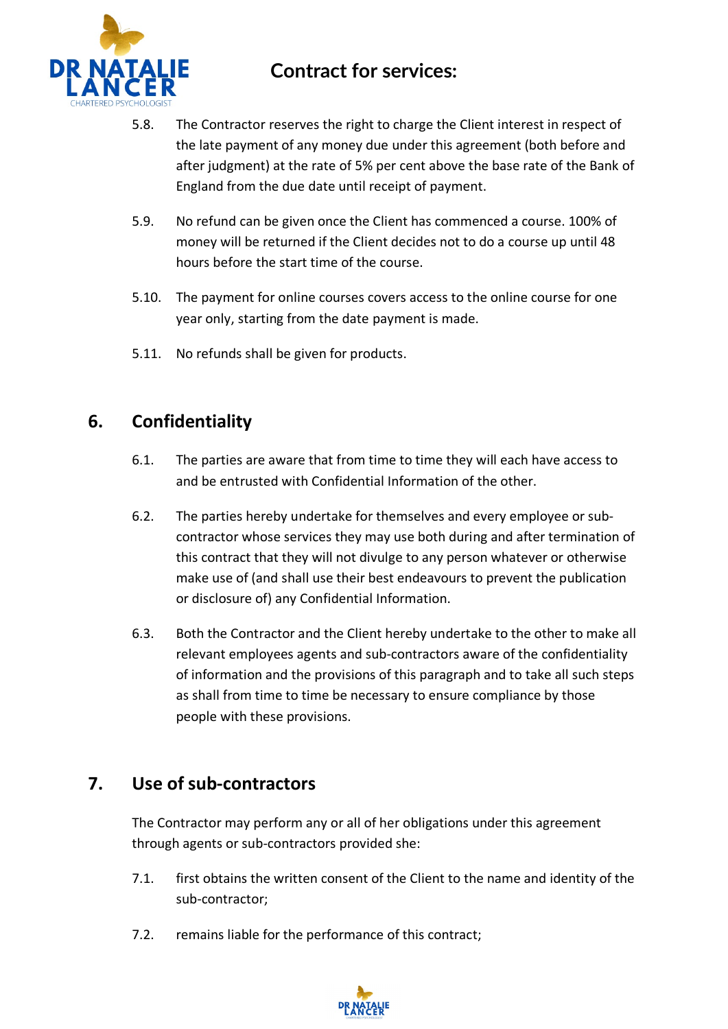5.8. The Contractor reserves the right to charge the Client interest in respect of the late payment of any money due under this agreement (both before and after judgment) at the rate of 5% per cent above the base rate of the Bank of England from the due date until receipt of payment.

5.9. No refund can be given once the Client has commenced a course. 100% of money will be returned if the Client decides not to do a course up until 48 hours before the start time of the course.

5.10. The payment for online courses covers access to the online course for one year only, starting from the date payment is made.

5.11. No refunds shall be given for products.

## 6. Confidentiality

6.1. The parties are aware that from time to time they will each have access to and be entrusted with Confidential Information of the other.

6.2. The parties hereby undertake for themselves and every employee or sub-contractor whose services they may use both during and after termination of this contract that they will not divulge to any person whatever or otherwise make use of (and shall use their best endeavours to prevent the publication or disclosure of) any Confidential Information.

6.3. Both the Contractor and the Client hereby undertake to the other to make all relevant employees agents and sub-contractors aware of the confidentiality of information and the provisions of this paragraph and to take all such steps as shall from time to time be necessary to ensure compliance by those people with these provisions.

## 7. Use of sub-contractors

The Contractor may perform any or all of her obligations under this agreement through agents or sub-contractors provided she:

7.1. first obtains the written consent of the Client to the name and identity of the sub-contractor;

7.2. remains liable for the performance of this contract;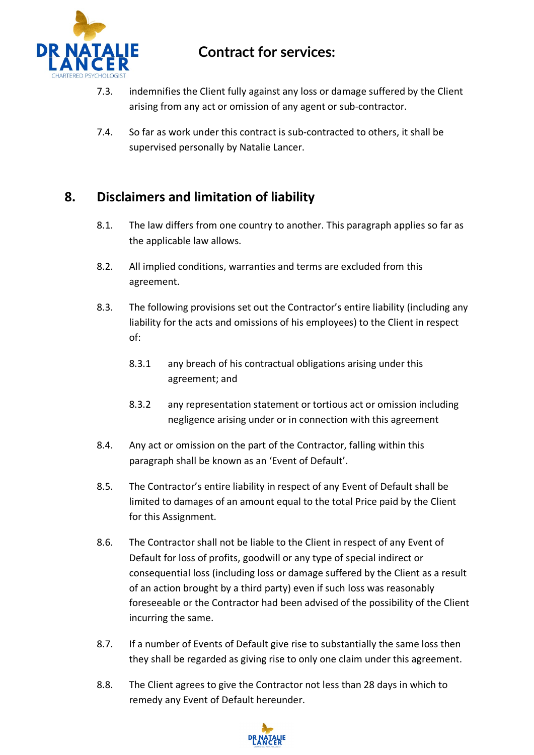7.3. indemnifies the Client fully against any loss or damage suffered by the Client arising from any act or omission of any agent or sub-contractor.

7.4. So far as work under this contract is sub-contracted to others, it shall be supervised personally by Natalie Lancer.

## 8. Disclaimers and limitation of liability

8.1. The law differs from one country to another. This paragraph applies so far as the applicable law allows.

8.2. All implied conditions, warranties and terms are excluded from this agreement.

8.3. The following provisions set out the Contractor's entire liability (including any liability for the acts and omissions of his employees) to the Client in respect of:

8.3.1 any breach of his contractual obligations arising under this agreement; and

8.3.2 any representation statement or tortious act or omission including negligence arising under or in connection with this agreement

8.4. Any act or omission on the part of the Contractor, falling within this paragraph shall be known as an 'Event of Default'.

8.5. The Contractor's entire liability in respect of any Event of Default shall be limited to damages of an amount equal to the total Price paid by the Client for this Assignment.

8.6. The Contractor shall not be liable to the Client in respect of any Event of Default for loss of profits, goodwill or any type of special indirect or consequential loss (including loss or damage suffered by the Client as a result of an action brought by a third party) even if such loss was reasonably foreseeable or the Contractor had been advised of the possibility of the Client incurring the same.

8.7. If a number of Events of Default give rise to substantially the same loss then they shall be regarded as giving rise to only one claim under this agreement.

8.8. The Client agrees to give the Contractor not less than 28 days in which to remedy any Event of Default hereunder.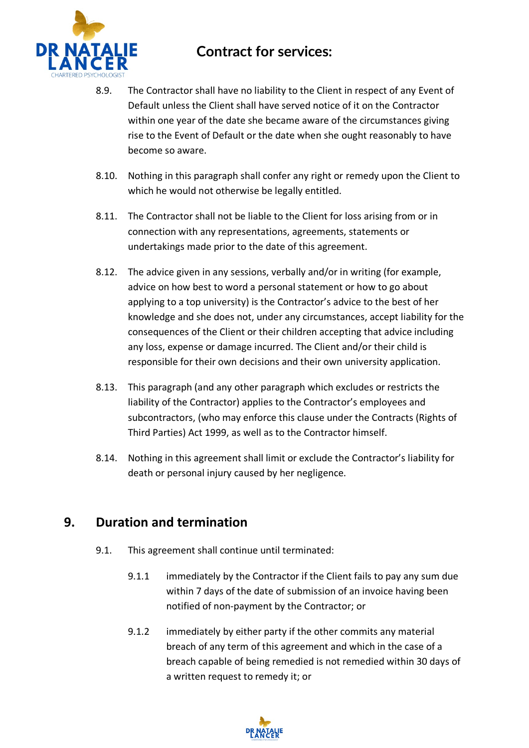8.9. The Contractor shall have no liability to the Client in respect of any Event of Default unless the Client shall have served notice of it on the Contractor within one year of the date she became aware of the circumstances giving rise to the Event of Default or the date when she ought reasonably to have become so aware.

8.10. Nothing in this paragraph shall confer any right or remedy upon the Client to which he would not otherwise be legally entitled.

8.11. The Contractor shall not be liable to the Client for loss arising from or in connection with any representations, agreements, statements or undertakings made prior to the date of this agreement.

8.12. The advice given in any sessions, verbally and/or in writing (for example, advice on how best to word a personal statement or how to go about applying to a top university) is the Contractor's advice to the best of her knowledge and she does not, under any circumstances, accept liability for the consequences of the Client or their children accepting that advice including any loss, expense or damage incurred. The Client and/or their child is responsible for their own decisions and their own university application.

8.13. This paragraph (and any other paragraph which excludes or restricts the liability of the Contractor) applies to the Contractor's employees and subcontractors, (who may enforce this clause under the Contracts (Rights of Third Parties) Act 1999, as well as to the Contractor himself.

8.14. Nothing in this agreement shall limit or exclude the Contractor's liability for death or personal injury caused by her negligence.

## 9. Duration and termination

9.1. This agreement shall continue until terminated:

9.1.1 immediately by the Contractor if the Client fails to pay any sum due within 7 days of the date of submission of an invoice having been notified of non-payment by the Contractor; or

9.1.2 immediately by either party if the other commits any material breach of any term of this agreement and which in the case of a breach capable of being remedied is not remedied within 30 days of a written request to remedy it; or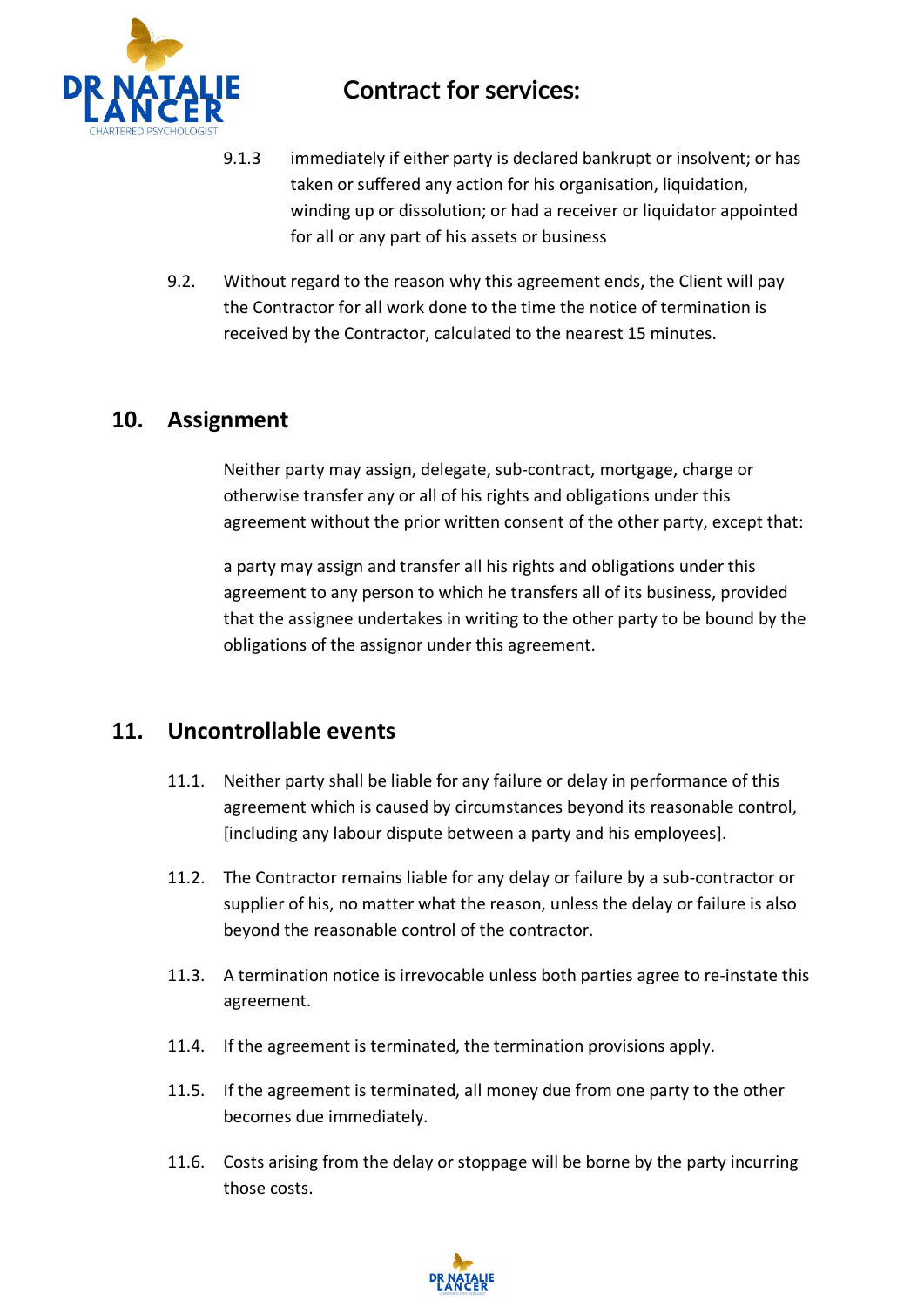9.1.3 immediately if either party is declared bankrupt or insolvent; or has taken or suffered any action for his organisation, liquidation, winding up or dissolution; or had a receiver or liquidator appointed for all or any part of his assets or business

9.2. Without regard to the reason why this agreement ends, the Client will pay the Contractor for all work done to the time the notice of termination is received by the Contractor, calculated to the nearest 15 minutes.

## 10. Assignment

Neither party may assign, delegate, sub-contract, mortgage, charge or otherwise transfer any or all of his rights and obligations under this agreement without the prior written consent of the other party, except that:

a party may assign and transfer all his rights and obligations under this agreement to any person to which he transfers all of its business, provided that the assignee undertakes in writing to the other party to be bound by the obligations of the assignor under this agreement.

## 11. Uncontrollable events

11.1. Neither party shall be liable for any failure or delay in performance of this agreement which is caused by circumstances beyond its reasonable control, [including any labour dispute between a party and his employees].

11.2. The Contractor remains liable for any delay or failure by a sub-contractor or supplier of his, no matter what the reason, unless the delay or failure is also beyond the reasonable control of the contractor.

11.3. A termination notice is irrevocable unless both parties agree to re-instate this agreement.

11.4. If the agreement is terminated, the termination provisions apply.

11.5. If the agreement is terminated, all money due from one party to the other becomes due immediately.

11.6. Costs arising from the delay or stoppage will be borne by the party incurring those costs.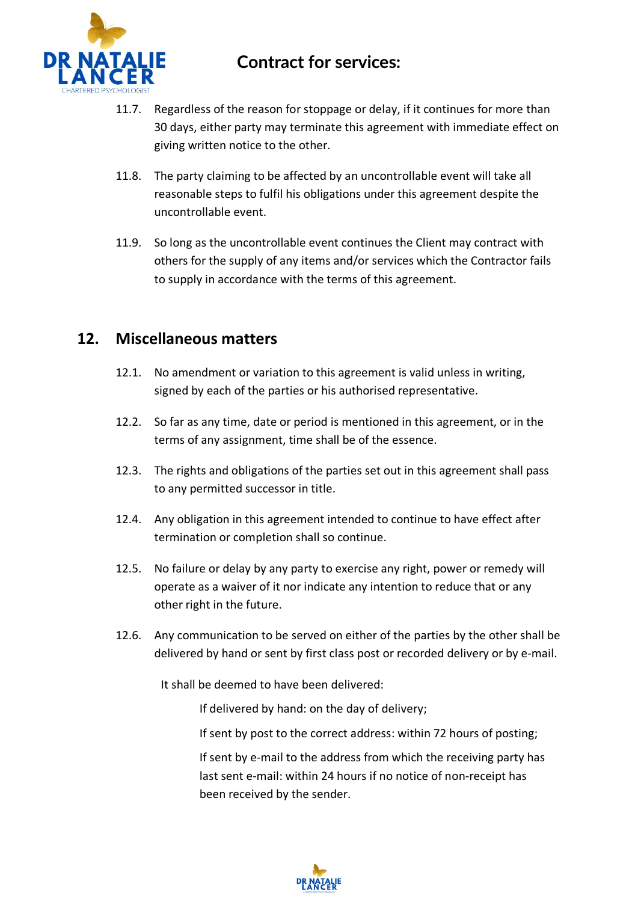11.7. Regardless of the reason for stoppage or delay, if it continues for more than 30 days, either party may terminate this agreement with immediate effect on giving written notice to the other.

11.8. The party claiming to be affected by an uncontrollable event will take all reasonable steps to fulfil his obligations under this agreement despite the uncontrollable event.

11.9. So long as the uncontrollable event continues the Client may contract with others for the supply of any items and/or services which the Contractor fails to supply in accordance with the terms of this agreement.

## 12. Miscellaneous matters

12.1. No amendment or variation to this agreement is valid unless in writing, signed by each of the parties or his authorised representative.

12.2. So far as any time, date or period is mentioned in this agreement, or in the terms of any assignment, time shall be of the essence.

12.3. The rights and obligations of the parties set out in this agreement shall pass to any permitted successor in title.

12.4. Any obligation in this agreement intended to continue to have effect after termination or completion shall so continue.

12.5. No failure or delay by any party to exercise any right, power or remedy will operate as a waiver of it nor indicate any intention to reduce that or any other right in the future.

12.6. Any communication to be served on either of the parties by the other shall be delivered by hand or sent by first class post or recorded delivery or by e-mail.

It shall be deemed to have been delivered:

If delivered by hand: on the day of delivery;

If sent by post to the correct address: within 72 hours of posting;

If sent by e-mail to the address from which the receiving party has last sent e-mail: within 24 hours if no notice of non-receipt has been received by the sender.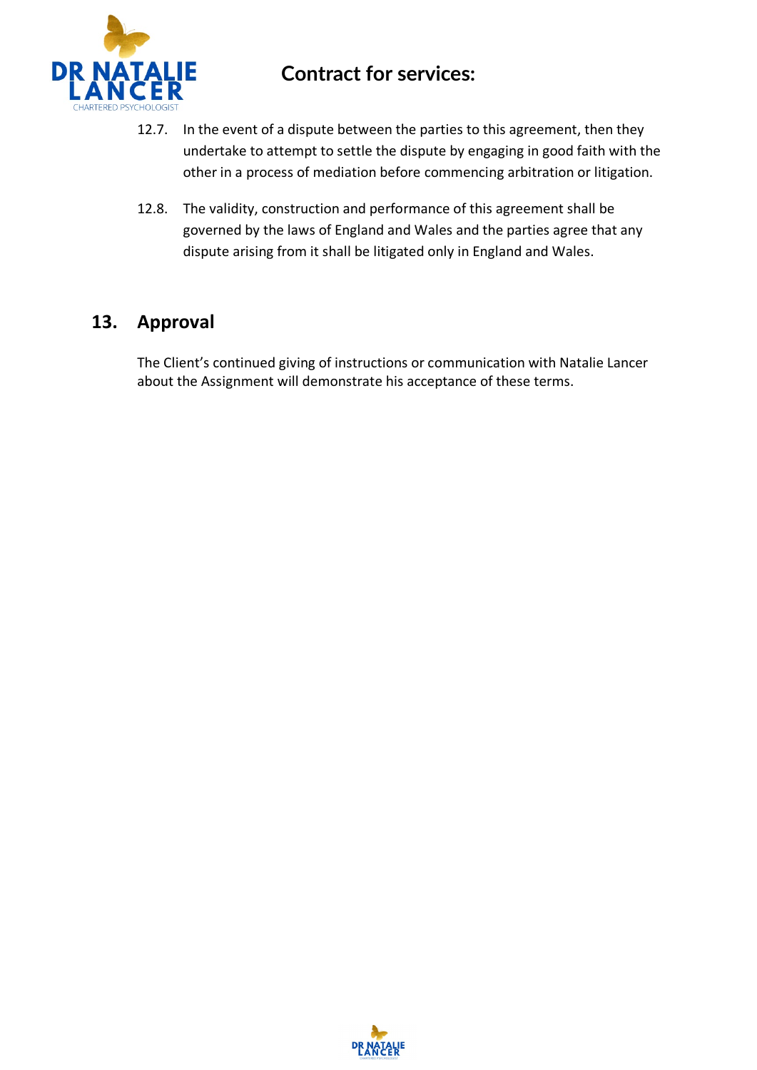12.7. In the event of a dispute between the parties to this agreement, then they undertake to attempt to settle the dispute by engaging in good faith with the other in a process of mediation before commencing arbitration or litigation.

12.8. The validity, construction and performance of this agreement shall be governed by the laws of England and Wales and the parties agree that any dispute arising from it shall be litigated only in England and Wales.

## 13. Approval

The Client's continued giving of instructions or communication with Natalie Lancer about the Assignment will demonstrate his acceptance of these terms.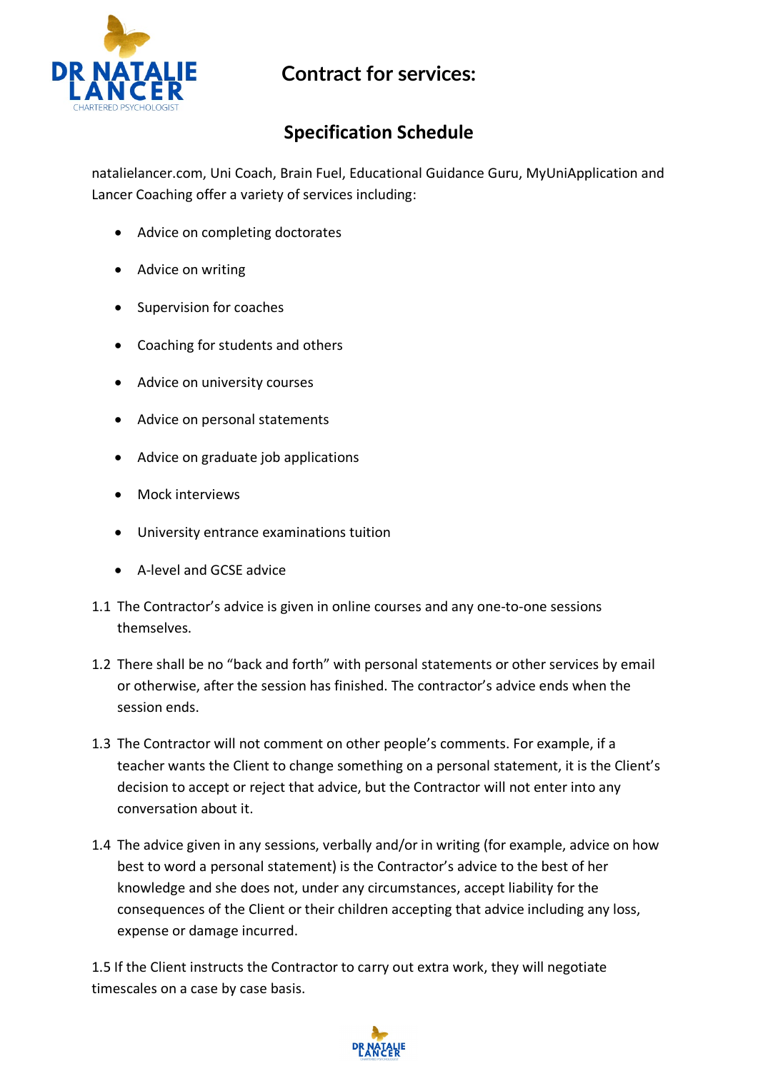# Contract for services:

## Specification Schedule

natalielancer.com, Uni Coach, Brain Fuel, Educational Guidance Guru, MyUniApplication and Lancer Coaching offer a variety of services including:

- Advice on completing doctorates
- Advice on writing
- Supervision for coaches
- Coaching for students and others
- Advice on university courses
- Advice on personal statements
- Advice on graduate job applications
- Mock interviews
- University entrance examinations tuition
- A-level and GCSE advice

1.1 The Contractor's advice is given in online courses and any one-to-one sessions themselves.

1.2 There shall be no "back and forth" with personal statements or other services by email or otherwise, after the session has finished. The contractor's advice ends when the session ends.

1.3 The Contractor will not comment on other people's comments. For example, if a teacher wants the Client to change something on a personal statement, it is the Client's decision to accept or reject that advice, but the Contractor will not enter into any conversation about it.

1.4 The advice given in any sessions, verbally and/or in writing (for example, advice on how best to word a personal statement) is the Contractor's advice to the best of her knowledge and she does not, under any circumstances, accept liability for the consequences of the Client or their children accepting that advice including any loss, expense or damage incurred.

1.5 If the Client instructs the Contractor to carry out extra work, they will negotiate timescales on a case by case basis.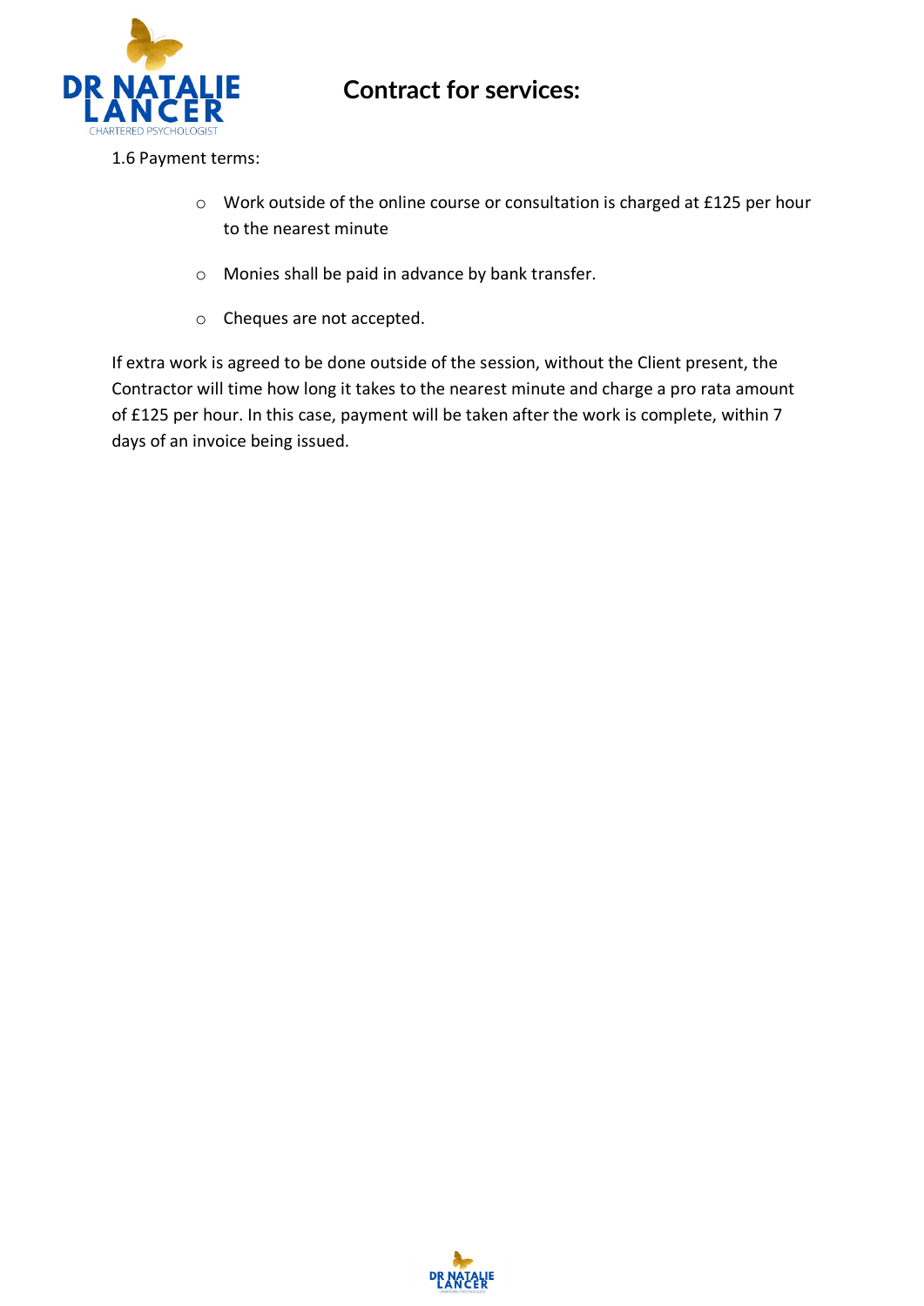1.6 Payment terms:

- Work outside of the online course or consultation is charged at £125 per hour to the nearest minute
- Monies shall be paid in advance by bank transfer.
- Cheques are not accepted.

If extra work is agreed to be done outside of the session, without the Client present, the Contractor will time how long it takes to the nearest minute and charge a pro rata amount of £125 per hour. In this case, payment will be taken after the work is complete, within 7 days of an invoice being issued.